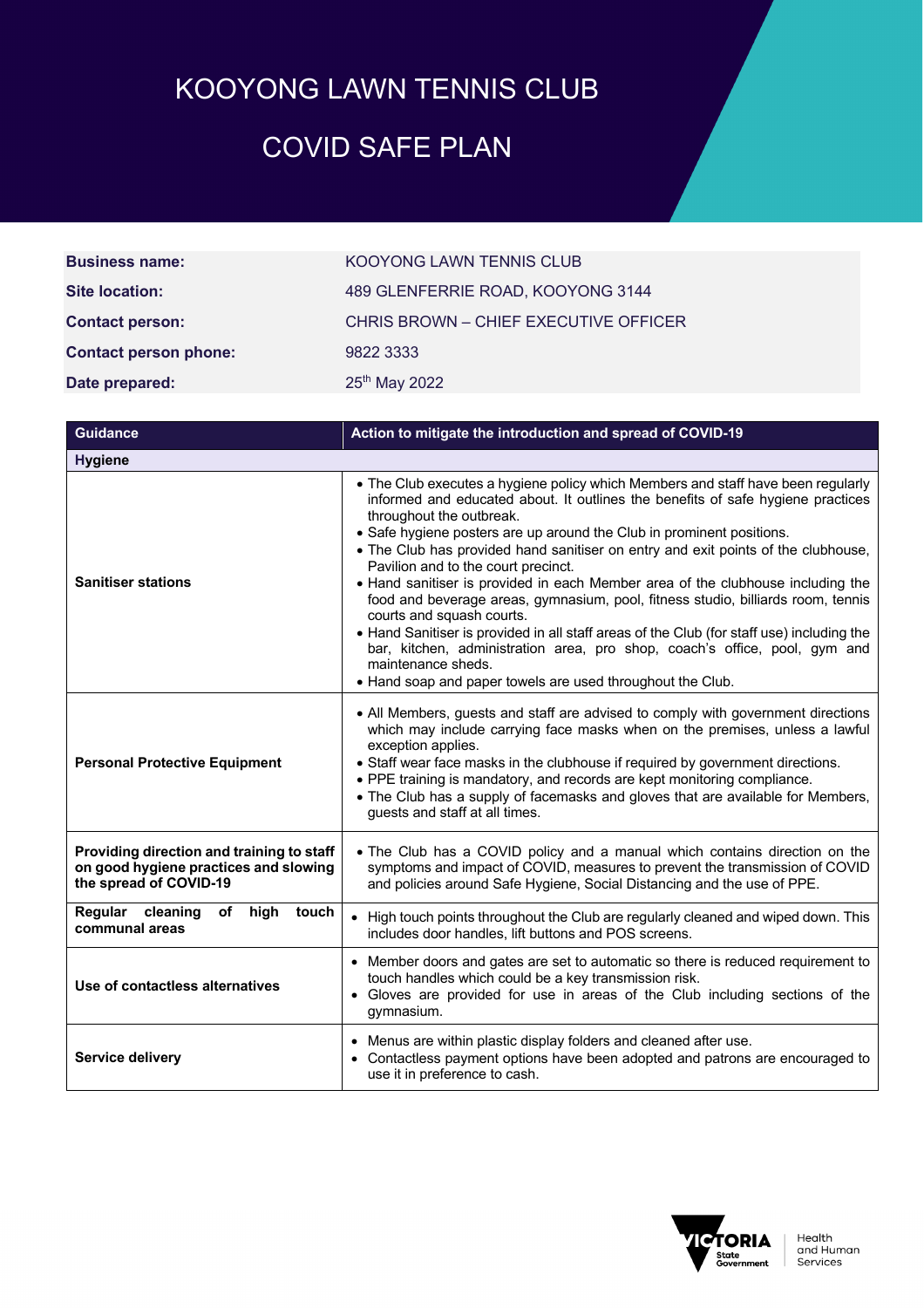# KOOYONG LAWN TENNIS CLUB

# COVID SAFE PLAN

| | |
|---|---|
| **Business name:** | KOOYONG LAWN TENNIS CLUB |
| **Site location:** | 489 GLENFERRIE ROAD, KOOYONG 3144 |
| **Contact person:** | CHRIS BROWN – CHIEF EXECUTIVE OFFICER |
| **Contact person phone:** | 9822 3333 |
| **Date prepared:** | 25th May 2022 |

| Guidance | Action to mitigate the introduction and spread of COVID-19 |
|---|---|
| **Hygiene** | |
| **Sanitiser stations** | • The Club executes a hygiene policy which Members and staff have been regularly informed and educated about. It outlines the benefits of safe hygiene practices throughout the outbreak.<br>• Safe hygiene posters are up around the Club in prominent positions.<br>• The Club has provided hand sanitiser on entry and exit points of the clubhouse, Pavilion and to the court precinct.<br>• Hand sanitiser is provided in each Member area of the clubhouse including the food and beverage areas, gymnasium, pool, fitness studio, billiards room, tennis courts and squash courts.<br>• Hand Sanitiser is provided in all staff areas of the Club (for staff use) including the bar, kitchen, administration area, pro shop, coach's office, pool, gym and maintenance sheds.<br>• Hand soap and paper towels are used throughout the Club. |
| **Personal Protective Equipment** | • All Members, guests and staff are advised to comply with government directions which may include carrying face masks when on the premises, unless a lawful exception applies.<br>• Staff wear face masks in the clubhouse if required by government directions.<br>• PPE training is mandatory, and records are kept monitoring compliance.<br>• The Club has a supply of facemasks and gloves that are available for Members, guests and staff at all times. |
| **Providing direction and training to staff on good hygiene practices and slowing the spread of COVID-19** | • The Club has a COVID policy and a manual which contains direction on the symptoms and impact of COVID, measures to prevent the transmission of COVID and policies around Safe Hygiene, Social Distancing and the use of PPE. |
| **Regular cleaning of high touch communal areas** | • High touch points throughout the Club are regularly cleaned and wiped down. This includes door handles, lift buttons and POS screens. |
| **Use of contactless alternatives** | • Member doors and gates are set to automatic so there is reduced requirement to touch handles which could be a key transmission risk.<br>• Gloves are provided for use in areas of the Club including sections of the gymnasium. |
| **Service delivery** | • Menus are within plastic display folders and cleaned after use.<br>• Contactless payment options have been adopted and patrons are encouraged to use it in preference to cash. |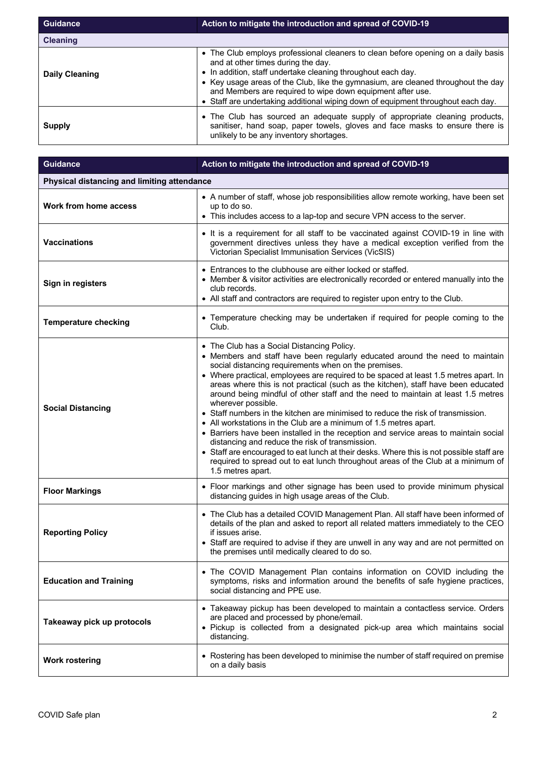| Guidance | Action to mitigate the introduction and spread of COVID-19 |
|---|---|
| **Cleaning** | |
| **Daily Cleaning** | • The Club employs professional cleaners to clean before opening on a daily basis and at other times during the day.<br>• In addition, staff undertake cleaning throughout each day.<br>• Key usage areas of the Club, like the gymnasium, are cleaned throughout the day and Members are required to wipe down equipment after use.<br>• Staff are undertaking additional wiping down of equipment throughout each day. |
| **Supply** | • The Club has sourced an adequate supply of appropriate cleaning products, sanitiser, hand soap, paper towels, gloves and face masks to ensure there is unlikely to be any inventory shortages. |

| Guidance | Action to mitigate the introduction and spread of COVID-19 |
|---|---|
| **Physical distancing and limiting attendance** | |
| **Work from home access** | • A number of staff, whose job responsibilities allow remote working, have been set up to do so.<br>• This includes access to a lap-top and secure VPN access to the server. |
| **Vaccinations** | • It is a requirement for all staff to be vaccinated against COVID-19 in line with government directives unless they have a medical exception verified from the Victorian Specialist Immunisation Services (VicSIS) |
| **Sign in registers** | • Entrances to the clubhouse are either locked or staffed.<br>• Member & visitor activities are electronically recorded or entered manually into the club records.<br>• All staff and contractors are required to register upon entry to the Club. |
| **Temperature checking** | • Temperature checking may be undertaken if required for people coming to the Club. |
| **Social Distancing** | • The Club has a Social Distancing Policy.<br>• Members and staff have been regularly educated around the need to maintain social distancing requirements when on the premises.<br>• Where practical, employees are required to be spaced at least 1.5 metres apart. In areas where this is not practical (such as the kitchen), staff have been educated around being mindful of other staff and the need to maintain at least 1.5 metres wherever possible.<br>• Staff numbers in the kitchen are minimised to reduce the risk of transmission.<br>• All workstations in the Club are a minimum of 1.5 metres apart.<br>• Barriers have been installed in the reception and service areas to maintain social distancing and reduce the risk of transmission.<br>• Staff are encouraged to eat lunch at their desks. Where this is not possible staff are required to spread out to eat lunch throughout areas of the Club at a minimum of 1.5 metres apart. |
| **Floor Markings** | • Floor markings and other signage has been used to provide minimum physical distancing guides in high usage areas of the Club. |
| **Reporting Policy** | • The Club has a detailed COVID Management Plan. All staff have been informed of details of the plan and asked to report all related matters immediately to the CEO if issues arise.<br>• Staff are required to advise if they are unwell in any way and are not permitted on the premises until medically cleared to do so. |
| **Education and Training** | • The COVID Management Plan contains information on COVID including the symptoms, risks and information around the benefits of safe hygiene practices, social distancing and PPE use. |
| **Takeaway pick up protocols** | • Takeaway pickup has been developed to maintain a contactless service. Orders are placed and processed by phone/email.<br>• Pickup is collected from a designated pick-up area which maintains social distancing. |
| **Work rostering** | • Rostering has been developed to minimise the number of staff required on premise on a daily basis |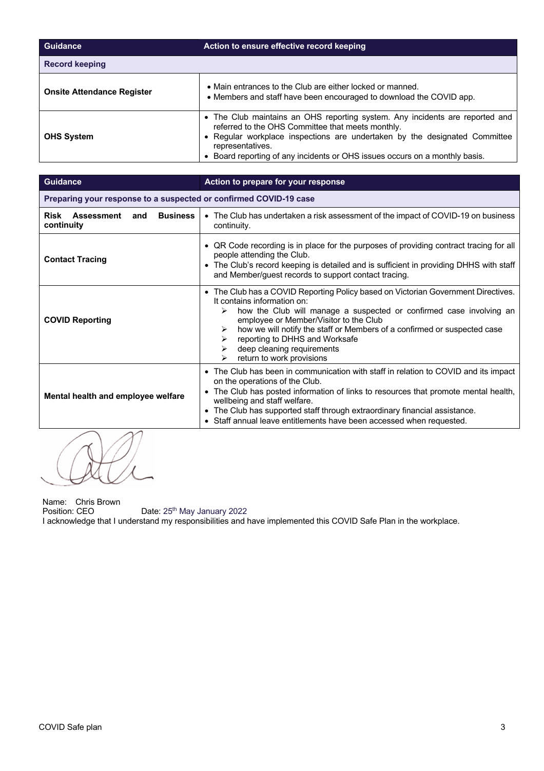| Guidance | Action to ensure effective record keeping |
|---|---|
| **Record keeping** | |
| **Onsite Attendance Register** | • Main entrances to the Club are either locked or manned.<br>• Members and staff have been encouraged to download the COVID app. |
| **OHS System** | • The Club maintains an OHS reporting system. Any incidents are reported and referred to the OHS Committee that meets monthly.<br>• Regular workplace inspections are undertaken by the designated Committee representatives.<br>• Board reporting of any incidents or OHS issues occurs on a monthly basis. |

| Guidance | Action to prepare for your response |
|---|---|
| **Preparing your response to a suspected or confirmed COVID-19 case** | |
| **Risk Assessment and Business continuity** | • The Club has undertaken a risk assessment of the impact of COVID-19 on business continuity. |
| **Contact Tracing** | • QR Code recording is in place for the purposes of providing contract tracing for all people attending the Club.<br>• The Club's record keeping is detailed and is sufficient in providing DHHS with staff and Member/guest records to support contact tracing. |
| **COVID Reporting** | • The Club has a COVID Reporting Policy based on Victorian Government Directives. It contains information on:<br>➢ how the Club will manage a suspected or confirmed case involving an employee or Member/Visitor to the Club<br>➢ how we will notify the staff or Members of a confirmed or suspected case<br>➢ reporting to DHHS and Worksafe<br>➢ deep cleaning requirements<br>➢ return to work provisions |
| **Mental health and employee welfare** | • The Club has been in communication with staff in relation to COVID and its impact on the operations of the Club.<br>• The Club has posted information of links to resources that promote mental health, wellbeing and staff welfare.<br>• The Club has supported staff through extraordinary financial assistance.<br>• Staff annual leave entitlements have been accessed when requested. |

Name: Chris Brown
Position: CEO Date: 25th May January 2022
I acknowledge that I understand my responsibilities and have implemented this COVID Safe Plan in the workplace.